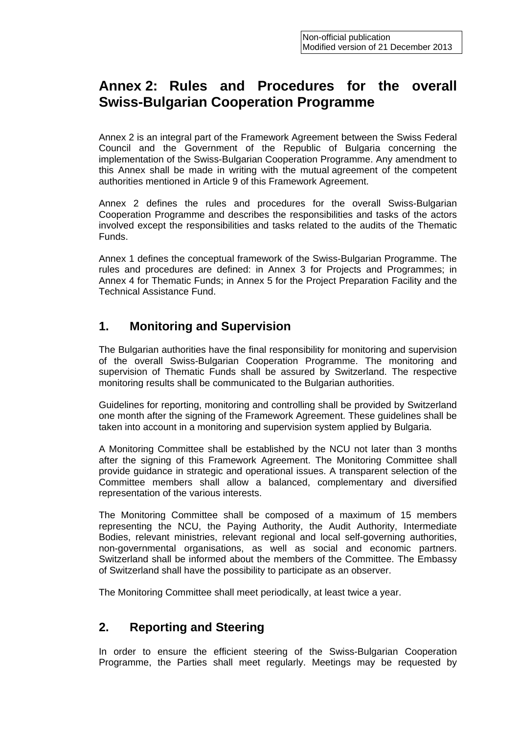Non-official publication
Modified version of 21 December 2013

# Annex 2: Rules and Procedures for the overall Swiss-Bulgarian Cooperation Programme

Annex 2 is an integral part of the Framework Agreement between the Swiss Federal Council and the Government of the Republic of Bulgaria concerning the implementation of the Swiss-Bulgarian Cooperation Programme. Any amendment to this Annex shall be made in writing with the mutual agreement of the competent authorities mentioned in Article 9 of this Framework Agreement.

Annex 2 defines the rules and procedures for the overall Swiss-Bulgarian Cooperation Programme and describes the responsibilities and tasks of the actors involved except the responsibilities and tasks related to the audits of the Thematic Funds.

Annex 1 defines the conceptual framework of the Swiss-Bulgarian Programme. The rules and procedures are defined: in Annex 3 for Projects and Programmes; in Annex 4 for Thematic Funds; in Annex 5 for the Project Preparation Facility and the Technical Assistance Fund.

## 1. Monitoring and Supervision

The Bulgarian authorities have the final responsibility for monitoring and supervision of the overall Swiss-Bulgarian Cooperation Programme. The monitoring and supervision of Thematic Funds shall be assured by Switzerland. The respective monitoring results shall be communicated to the Bulgarian authorities.

Guidelines for reporting, monitoring and controlling shall be provided by Switzerland one month after the signing of the Framework Agreement. These guidelines shall be taken into account in a monitoring and supervision system applied by Bulgaria.

A Monitoring Committee shall be established by the NCU not later than 3 months after the signing of this Framework Agreement. The Monitoring Committee shall provide guidance in strategic and operational issues. A transparent selection of the Committee members shall allow a balanced, complementary and diversified representation of the various interests.

The Monitoring Committee shall be composed of a maximum of 15 members representing the NCU, the Paying Authority, the Audit Authority, Intermediate Bodies, relevant ministries, relevant regional and local self-governing authorities, non-governmental organisations, as well as social and economic partners. Switzerland shall be informed about the members of the Committee. The Embassy of Switzerland shall have the possibility to participate as an observer.

The Monitoring Committee shall meet periodically, at least twice a year.

## 2. Reporting and Steering

In order to ensure the efficient steering of the Swiss-Bulgarian Cooperation Programme, the Parties shall meet regularly. Meetings may be requested by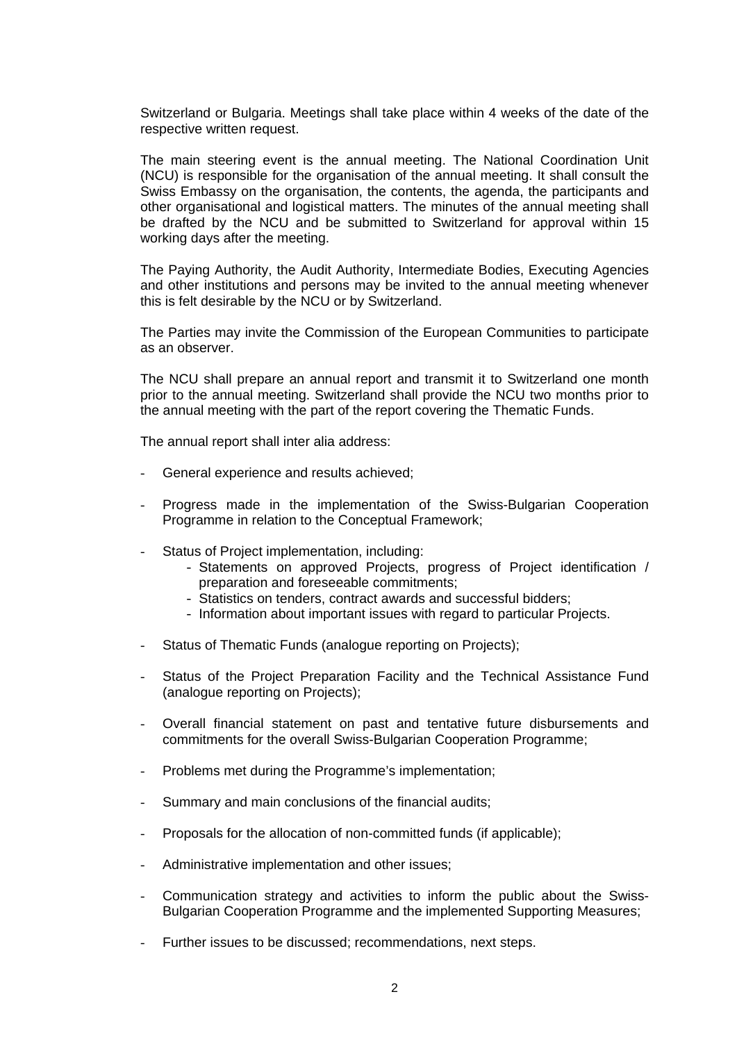Switzerland or Bulgaria. Meetings shall take place within 4 weeks of the date of the respective written request.

The main steering event is the annual meeting. The National Coordination Unit (NCU) is responsible for the organisation of the annual meeting. It shall consult the Swiss Embassy on the organisation, the contents, the agenda, the participants and other organisational and logistical matters. The minutes of the annual meeting shall be drafted by the NCU and be submitted to Switzerland for approval within 15 working days after the meeting.

The Paying Authority, the Audit Authority, Intermediate Bodies, Executing Agencies and other institutions and persons may be invited to the annual meeting whenever this is felt desirable by the NCU or by Switzerland.

The Parties may invite the Commission of the European Communities to participate as an observer.

The NCU shall prepare an annual report and transmit it to Switzerland one month prior to the annual meeting. Switzerland shall provide the NCU two months prior to the annual meeting with the part of the report covering the Thematic Funds.

The annual report shall inter alia address:

- General experience and results achieved;
- Progress made in the implementation of the Swiss-Bulgarian Cooperation Programme in relation to the Conceptual Framework;
- Status of Project implementation, including:
  - Statements on approved Projects, progress of Project identification / preparation and foreseeable commitments;
  - Statistics on tenders, contract awards and successful bidders;
  - Information about important issues with regard to particular Projects.
- Status of Thematic Funds (analogue reporting on Projects);
- Status of the Project Preparation Facility and the Technical Assistance Fund (analogue reporting on Projects);
- Overall financial statement on past and tentative future disbursements and commitments for the overall Swiss-Bulgarian Cooperation Programme;
- Problems met during the Programme's implementation;
- Summary and main conclusions of the financial audits;
- Proposals for the allocation of non-committed funds (if applicable);
- Administrative implementation and other issues;
- Communication strategy and activities to inform the public about the Swiss-Bulgarian Cooperation Programme and the implemented Supporting Measures;
- Further issues to be discussed; recommendations, next steps.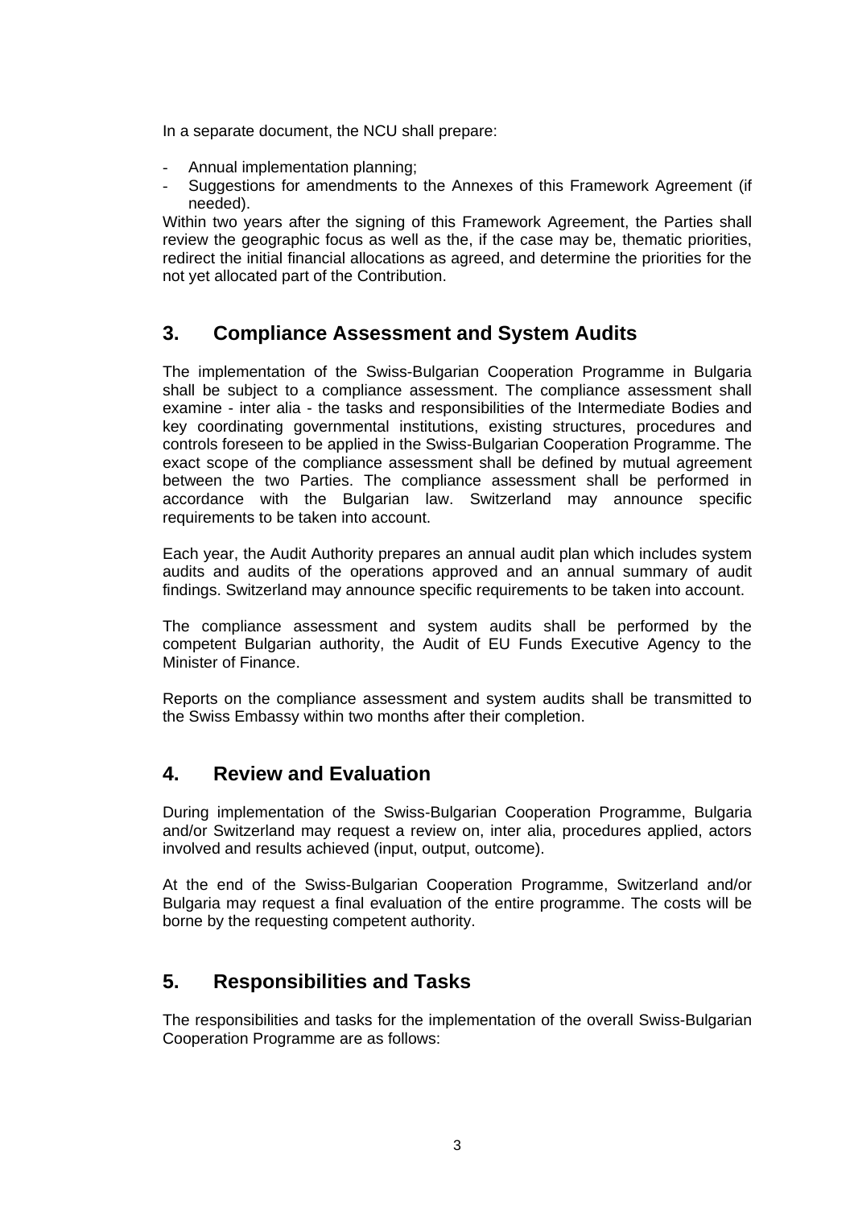In a separate document, the NCU shall prepare:

- Annual implementation planning;
- Suggestions for amendments to the Annexes of this Framework Agreement (if needed).

Within two years after the signing of this Framework Agreement, the Parties shall review the geographic focus as well as the, if the case may be, thematic priorities, redirect the initial financial allocations as agreed, and determine the priorities for the not yet allocated part of the Contribution.

## 3. Compliance Assessment and System Audits

The implementation of the Swiss-Bulgarian Cooperation Programme in Bulgaria shall be subject to a compliance assessment. The compliance assessment shall examine - inter alia - the tasks and responsibilities of the Intermediate Bodies and key coordinating governmental institutions, existing structures, procedures and controls foreseen to be applied in the Swiss-Bulgarian Cooperation Programme. The exact scope of the compliance assessment shall be defined by mutual agreement between the two Parties. The compliance assessment shall be performed in accordance with the Bulgarian law. Switzerland may announce specific requirements to be taken into account.

Each year, the Audit Authority prepares an annual audit plan which includes system audits and audits of the operations approved and an annual summary of audit findings. Switzerland may announce specific requirements to be taken into account.

The compliance assessment and system audits shall be performed by the competent Bulgarian authority, the Audit of EU Funds Executive Agency to the Minister of Finance.

Reports on the compliance assessment and system audits shall be transmitted to the Swiss Embassy within two months after their completion.

## 4. Review and Evaluation

During implementation of the Swiss-Bulgarian Cooperation Programme, Bulgaria and/or Switzerland may request a review on, inter alia, procedures applied, actors involved and results achieved (input, output, outcome).

At the end of the Swiss-Bulgarian Cooperation Programme, Switzerland and/or Bulgaria may request a final evaluation of the entire programme. The costs will be borne by the requesting competent authority.

## 5. Responsibilities and Tasks

The responsibilities and tasks for the implementation of the overall Swiss-Bulgarian Cooperation Programme are as follows: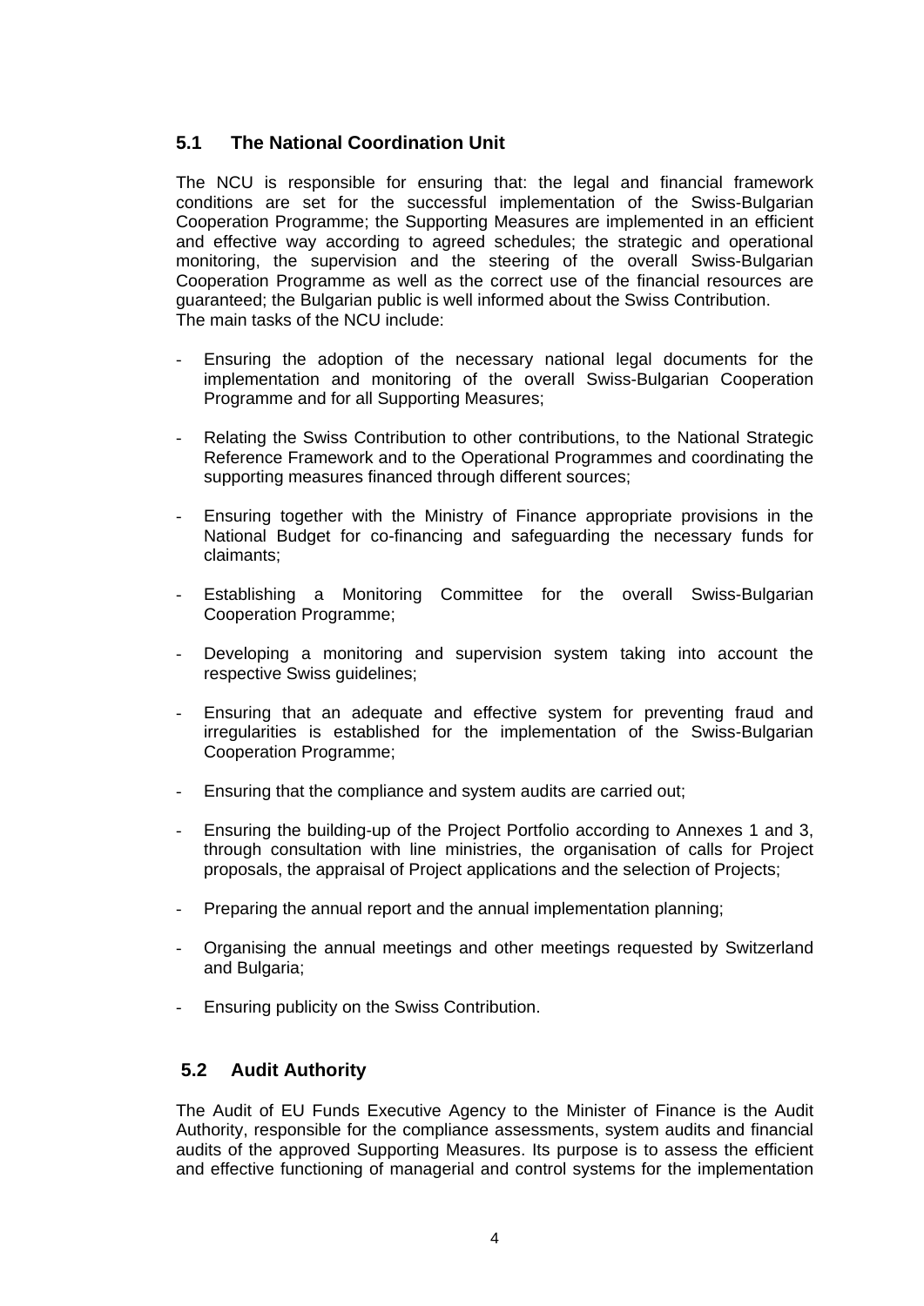## 5.1 The National Coordination Unit

The NCU is responsible for ensuring that: the legal and financial framework conditions are set for the successful implementation of the Swiss-Bulgarian Cooperation Programme; the Supporting Measures are implemented in an efficient and effective way according to agreed schedules; the strategic and operational monitoring, the supervision and the steering of the overall Swiss-Bulgarian Cooperation Programme as well as the correct use of the financial resources are guaranteed; the Bulgarian public is well informed about the Swiss Contribution.
The main tasks of the NCU include:

- Ensuring the adoption of the necessary national legal documents for the implementation and monitoring of the overall Swiss-Bulgarian Cooperation Programme and for all Supporting Measures;

- Relating the Swiss Contribution to other contributions, to the National Strategic Reference Framework and to the Operational Programmes and coordinating the supporting measures financed through different sources;

- Ensuring together with the Ministry of Finance appropriate provisions in the National Budget for co-financing and safeguarding the necessary funds for claimants;

- Establishing a Monitoring Committee for the overall Swiss-Bulgarian Cooperation Programme;

- Developing a monitoring and supervision system taking into account the respective Swiss guidelines;

- Ensuring that an adequate and effective system for preventing fraud and irregularities is established for the implementation of the Swiss-Bulgarian Cooperation Programme;

- Ensuring that the compliance and system audits are carried out;

- Ensuring the building-up of the Project Portfolio according to Annexes 1 and 3, through consultation with line ministries, the organisation of calls for Project proposals, the appraisal of Project applications and the selection of Projects;

- Preparing the annual report and the annual implementation planning;

- Organising the annual meetings and other meetings requested by Switzerland and Bulgaria;

- Ensuring publicity on the Swiss Contribution.

## 5.2 Audit Authority

The Audit of EU Funds Executive Agency to the Minister of Finance is the Audit Authority, responsible for the compliance assessments, system audits and financial audits of the approved Supporting Measures. Its purpose is to assess the efficient and effective functioning of managerial and control systems for the implementation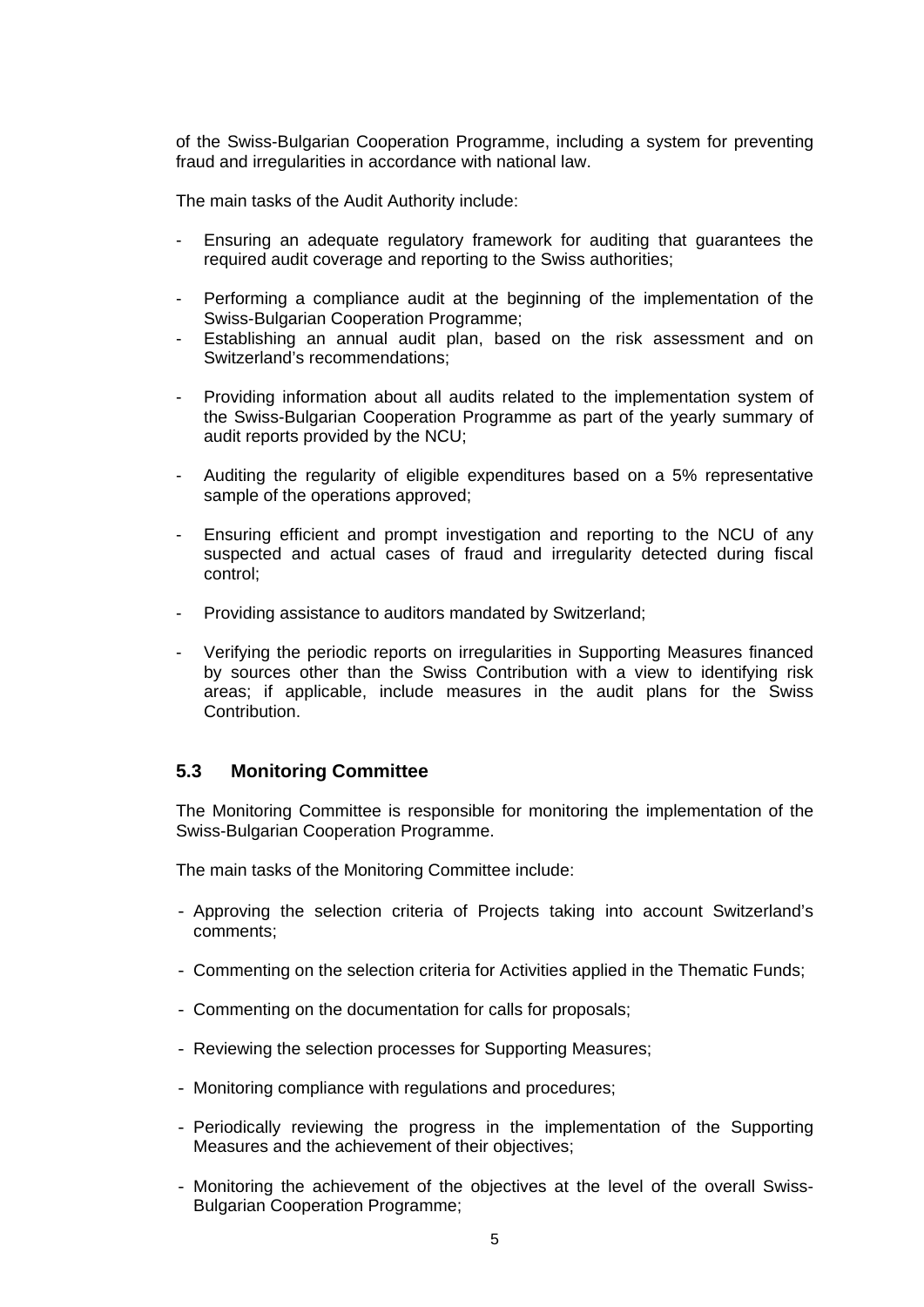of the Swiss-Bulgarian Cooperation Programme, including a system for preventing fraud and irregularities in accordance with national law.

The main tasks of the Audit Authority include:

- Ensuring an adequate regulatory framework for auditing that guarantees the required audit coverage and reporting to the Swiss authorities;
- Performing a compliance audit at the beginning of the implementation of the Swiss-Bulgarian Cooperation Programme;
- Establishing an annual audit plan, based on the risk assessment and on Switzerland's recommendations;
- Providing information about all audits related to the implementation system of the Swiss-Bulgarian Cooperation Programme as part of the yearly summary of audit reports provided by the NCU;
- Auditing the regularity of eligible expenditures based on a 5% representative sample of the operations approved;
- Ensuring efficient and prompt investigation and reporting to the NCU of any suspected and actual cases of fraud and irregularity detected during fiscal control;
- Providing assistance to auditors mandated by Switzerland;
- Verifying the periodic reports on irregularities in Supporting Measures financed by sources other than the Swiss Contribution with a view to identifying risk areas; if applicable, include measures in the audit plans for the Swiss Contribution.

## 5.3 Monitoring Committee

The Monitoring Committee is responsible for monitoring the implementation of the Swiss-Bulgarian Cooperation Programme.

The main tasks of the Monitoring Committee include:

- Approving the selection criteria of Projects taking into account Switzerland's comments;
- Commenting on the selection criteria for Activities applied in the Thematic Funds;
- Commenting on the documentation for calls for proposals;
- Reviewing the selection processes for Supporting Measures;
- Monitoring compliance with regulations and procedures;
- Periodically reviewing the progress in the implementation of the Supporting Measures and the achievement of their objectives;
- Monitoring the achievement of the objectives at the level of the overall Swiss-Bulgarian Cooperation Programme;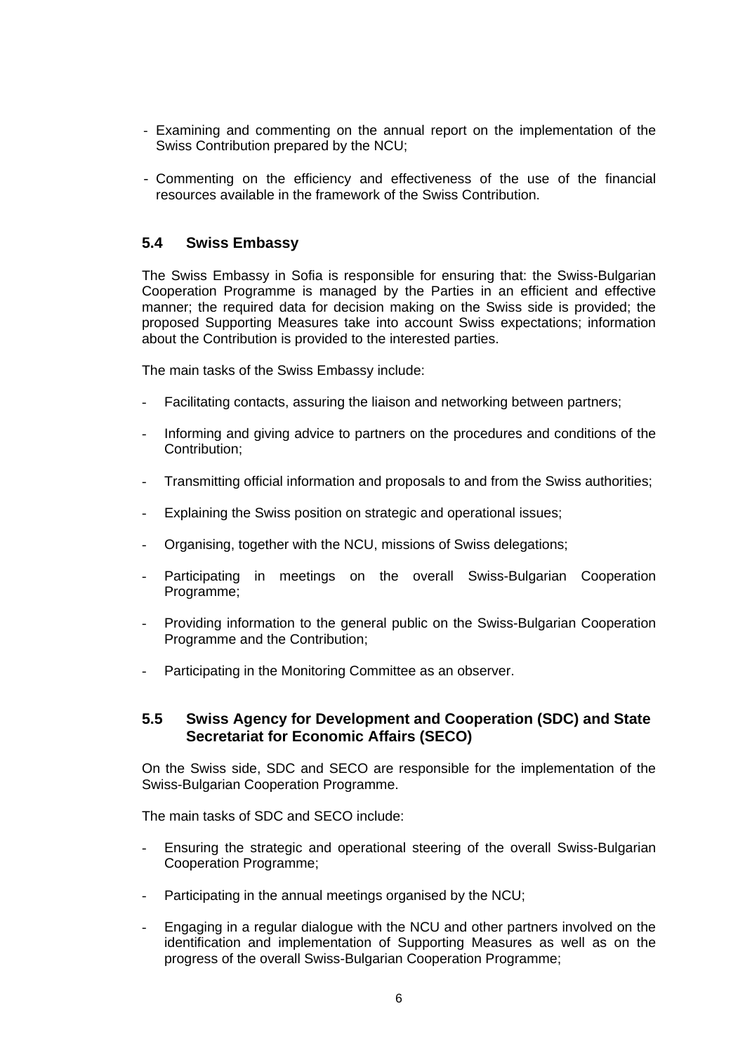- Examining and commenting on the annual report on the implementation of the Swiss Contribution prepared by the NCU;

- Commenting on the efficiency and effectiveness of the use of the financial resources available in the framework of the Swiss Contribution.

## 5.4 Swiss Embassy

The Swiss Embassy in Sofia is responsible for ensuring that: the Swiss-Bulgarian Cooperation Programme is managed by the Parties in an efficient and effective manner; the required data for decision making on the Swiss side is provided; the proposed Supporting Measures take into account Swiss expectations; information about the Contribution is provided to the interested parties.

The main tasks of the Swiss Embassy include:

- Facilitating contacts, assuring the liaison and networking between partners;

- Informing and giving advice to partners on the procedures and conditions of the Contribution;

- Transmitting official information and proposals to and from the Swiss authorities;

- Explaining the Swiss position on strategic and operational issues;

- Organising, together with the NCU, missions of Swiss delegations;

- Participating in meetings on the overall Swiss-Bulgarian Cooperation Programme;

- Providing information to the general public on the Swiss-Bulgarian Cooperation Programme and the Contribution;

- Participating in the Monitoring Committee as an observer.

## 5.5 Swiss Agency for Development and Cooperation (SDC) and State Secretariat for Economic Affairs (SECO)

On the Swiss side, SDC and SECO are responsible for the implementation of the Swiss-Bulgarian Cooperation Programme.

The main tasks of SDC and SECO include:

- Ensuring the strategic and operational steering of the overall Swiss-Bulgarian Cooperation Programme;

- Participating in the annual meetings organised by the NCU;

- Engaging in a regular dialogue with the NCU and other partners involved on the identification and implementation of Supporting Measures as well as on the progress of the overall Swiss-Bulgarian Cooperation Programme;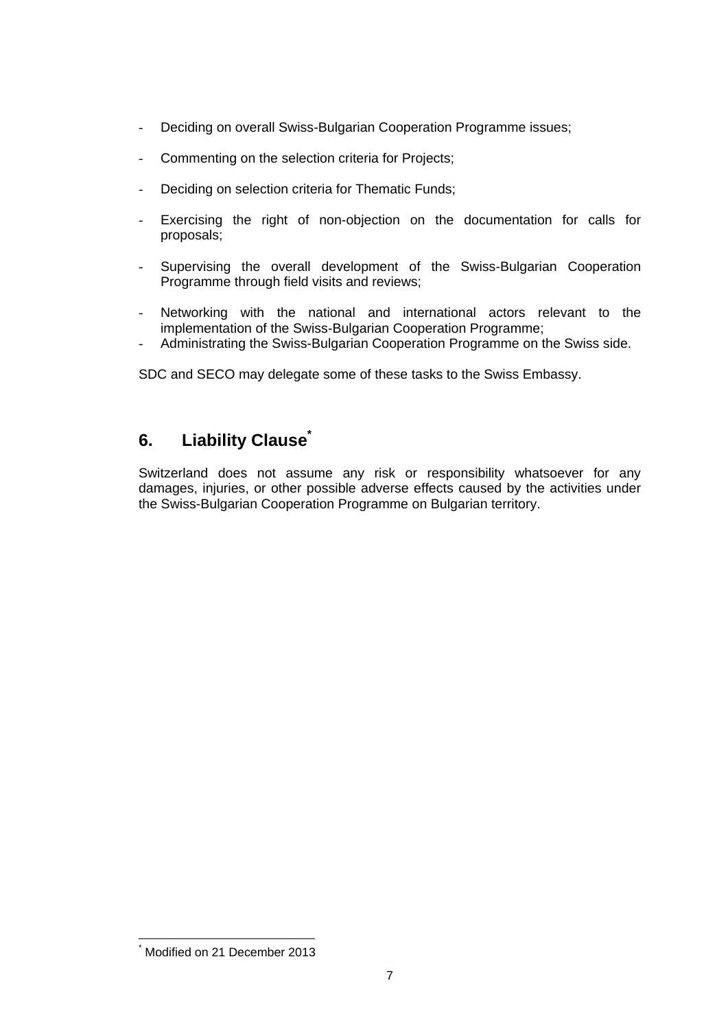- Deciding on overall Swiss-Bulgarian Cooperation Programme issues;
- Commenting on the selection criteria for Projects;
- Deciding on selection criteria for Thematic Funds;
- Exercising the right of non-objection on the documentation for calls for proposals;
- Supervising the overall development of the Swiss-Bulgarian Cooperation Programme through field visits and reviews;
- Networking with the national and international actors relevant to the implementation of the Swiss-Bulgarian Cooperation Programme;
- Administrating the Swiss-Bulgarian Cooperation Programme on the Swiss side.

SDC and SECO may delegate some of these tasks to the Swiss Embassy.

## 6. Liability Clause*

Switzerland does not assume any risk or responsibility whatsoever for any damages, injuries, or other possible adverse effects caused by the activities under the Swiss-Bulgarian Cooperation Programme on Bulgarian territory.

---

* Modified on 21 December 2013